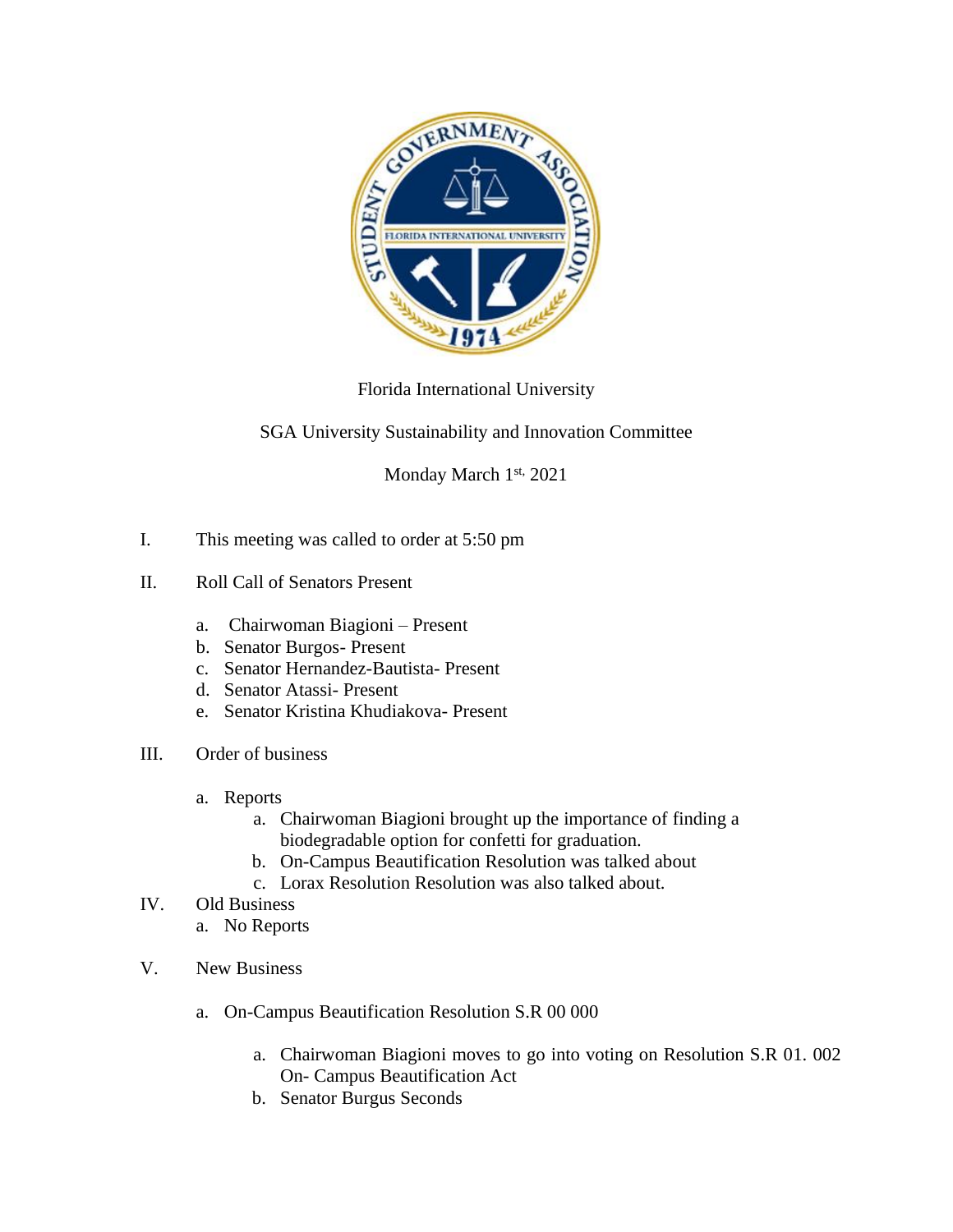Florida International University

SGA University Sustainability and Innovation Committee

Monday March 1st, 2021

I. This meeting was called to order at 5:50 pm

II. Roll Call of Senators Present

   a. Chairwoman Biagioni – Present
   b. Senator Burgos- Present
   c. Senator Hernandez-Bautista- Present
   d. Senator Atassi- Present
   e. Senator Kristina Khudiakova- Present

III. Order of business

   a. Reports
      a. Chairwoman Biagioni brought up the importance of finding a biodegradable option for confetti for graduation.
      b. On-Campus Beautification Resolution was talked about
      c. Lorax Resolution Resolution was also talked about.

IV. Old Business
   a. No Reports

V. New Business

   a. On-Campus Beautification Resolution S.R 00 000

      a. Chairwoman Biagioni moves to go into voting on Resolution S.R 01. 002 On- Campus Beautification Act
      b. Senator Burgus Seconds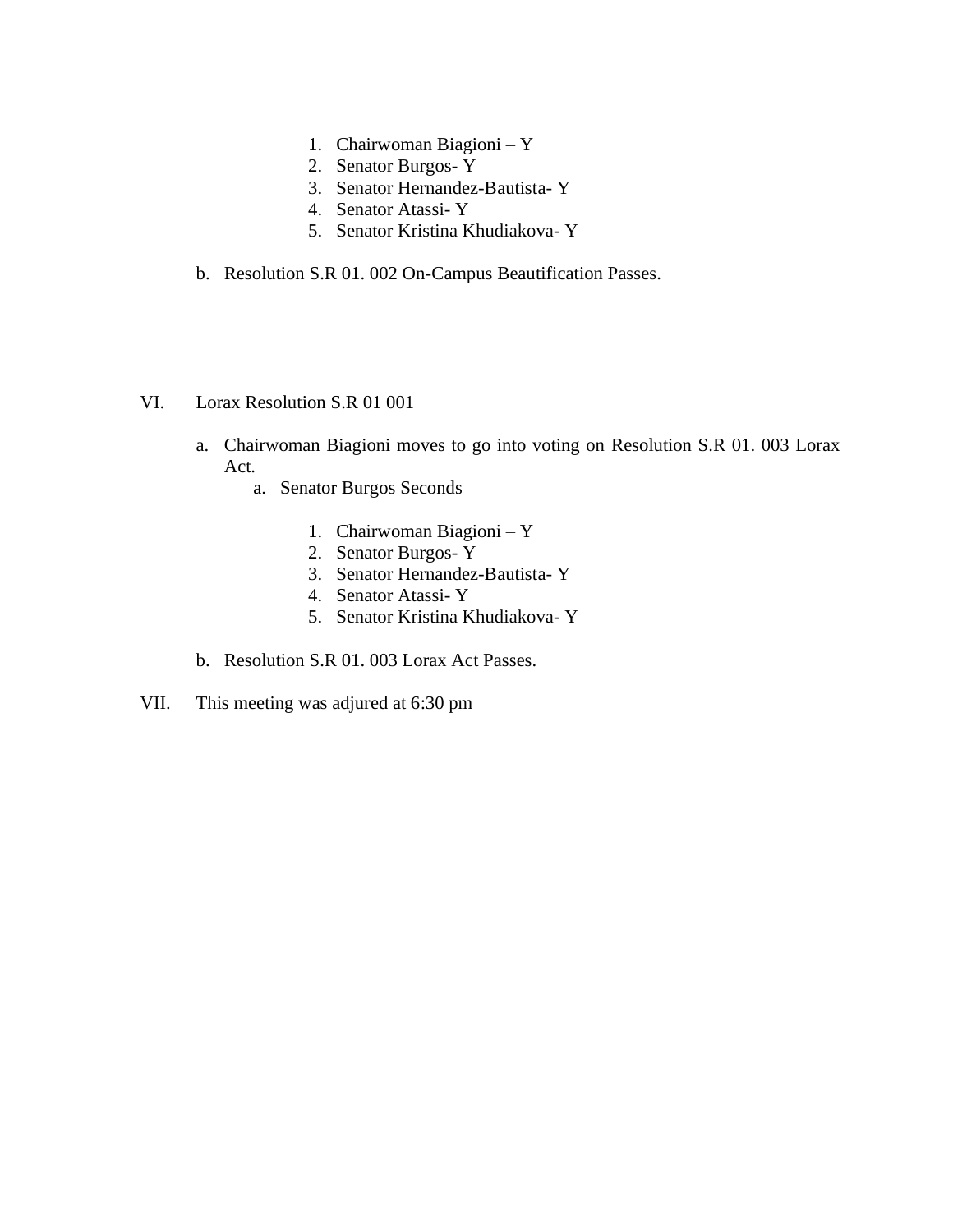1. Chairwoman Biagioni – Y
2. Senator Burgos- Y
3. Senator Hernandez-Bautista- Y
4. Senator Atassi- Y
5. Senator Kristina Khudiakova- Y

b. Resolution S.R 01. 002 On-Campus Beautification Passes.

VI. Lorax Resolution S.R 01 001

a. Chairwoman Biagioni moves to go into voting on Resolution S.R 01. 003 Lorax Act.

   a. Senator Burgos Seconds

      1. Chairwoman Biagioni – Y
      2. Senator Burgos- Y
      3. Senator Hernandez-Bautista- Y
      4. Senator Atassi- Y
      5. Senator Kristina Khudiakova- Y

b. Resolution S.R 01. 003 Lorax Act Passes.

VII. This meeting was adjured at 6:30 pm